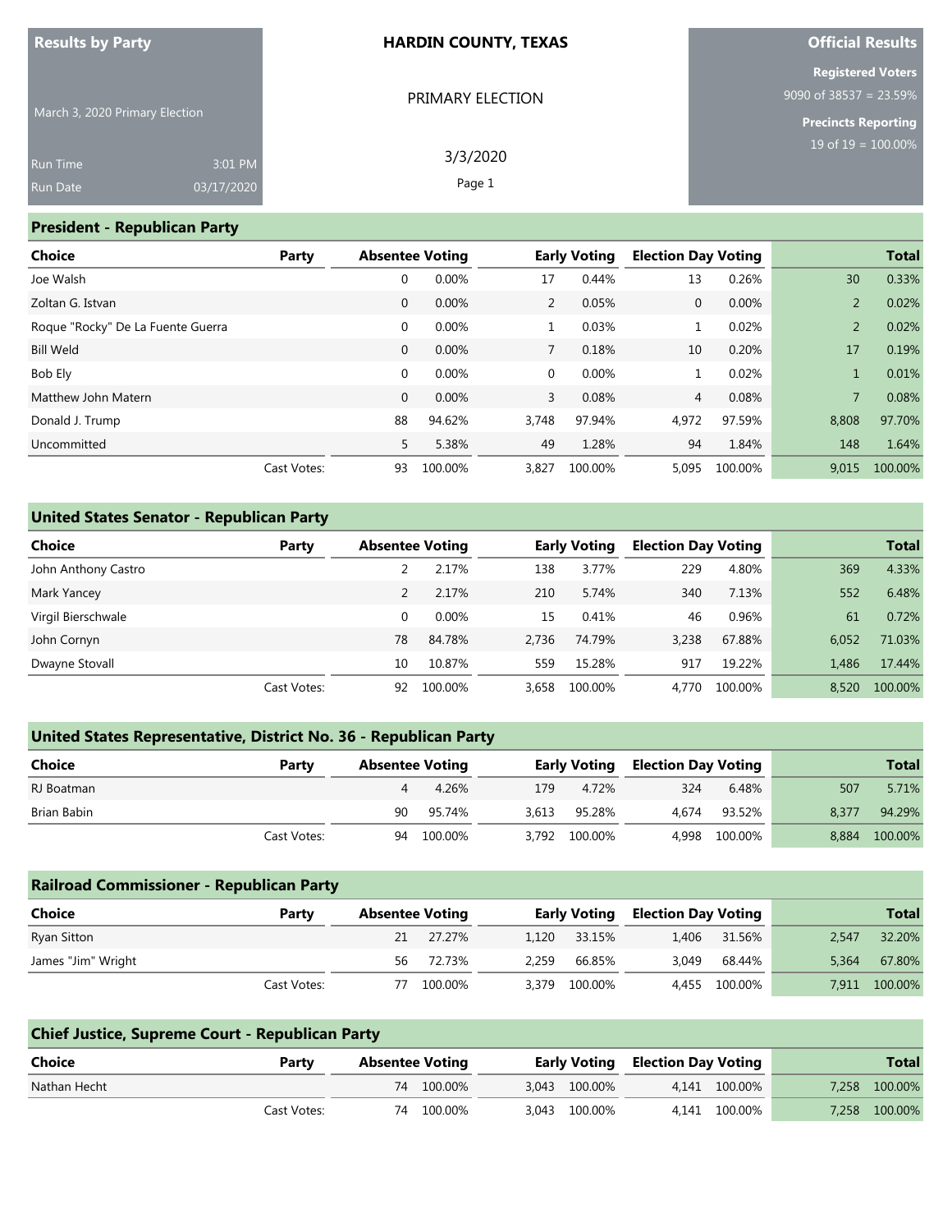**Results by Party**

March 3, 2020 Primary Election

Run Time 3:01 PM

Run Date 03/17/2020

**HARDIN COUNTY, TEXAS**

PRIMARY ELECTION

3/3/2020

**Official Results**

**Registered Voters**

9090 of 38537 = 23.59%

**Precincts Reporting**

19 of 19 = 100.00%

## President - Republican Party

| Choice | Party | Absentee Voting | | Early Voting | | Election Day Voting | | Total | |
|---|---|---|---|---|---|---|---|---|---|
| Joe Walsh | | 0 | 0.00% | 17 | 0.44% | 13 | 0.26% | 30 | 0.33% |
| Zoltan G. Istvan | | 0 | 0.00% | 2 | 0.05% | 0 | 0.00% | 2 | 0.02% |
| Roque "Rocky" De La Fuente Guerra | | 0 | 0.00% | 1 | 0.03% | 1 | 0.02% | 2 | 0.02% |
| Bill Weld | | 0 | 0.00% | 7 | 0.18% | 10 | 0.20% | 17 | 0.19% |
| Bob Ely | | 0 | 0.00% | 0 | 0.00% | 1 | 0.02% | 1 | 0.01% |
| Matthew John Matern | | 0 | 0.00% | 3 | 0.08% | 4 | 0.08% | 7 | 0.08% |
| Donald J. Trump | | 88 | 94.62% | 3,748 | 97.94% | 4,972 | 97.59% | 8,808 | 97.70% |
| Uncommitted | | 5 | 5.38% | 49 | 1.28% | 94 | 1.84% | 148 | 1.64% |
| | Cast Votes: | 93 | 100.00% | 3,827 | 100.00% | 5,095 | 100.00% | 9,015 | 100.00% |

## United States Senator - Republican Party

| Choice | Party | Absentee Voting | | Early Voting | | Election Day Voting | | Total | |
|---|---|---|---|---|---|---|---|---|---|
| John Anthony Castro | | 2 | 2.17% | 138 | 3.77% | 229 | 4.80% | 369 | 4.33% |
| Mark Yancey | | 2 | 2.17% | 210 | 5.74% | 340 | 7.13% | 552 | 6.48% |
| Virgil Bierschwale | | 0 | 0.00% | 15 | 0.41% | 46 | 0.96% | 61 | 0.72% |
| John Cornyn | | 78 | 84.78% | 2,736 | 74.79% | 3,238 | 67.88% | 6,052 | 71.03% |
| Dwayne Stovall | | 10 | 10.87% | 559 | 15.28% | 917 | 19.22% | 1,486 | 17.44% |
| | Cast Votes: | 92 | 100.00% | 3,658 | 100.00% | 4,770 | 100.00% | 8,520 | 100.00% |

## United States Representative, District No. 36 - Republican Party

| Choice | Party | Absentee Voting | | Early Voting | | Election Day Voting | | Total | |
|---|---|---|---|---|---|---|---|---|---|
| RJ Boatman | | 4 | 4.26% | 179 | 4.72% | 324 | 6.48% | 507 | 5.71% |
| Brian Babin | | 90 | 95.74% | 3,613 | 95.28% | 4,674 | 93.52% | 8,377 | 94.29% |
| | Cast Votes: | 94 | 100.00% | 3,792 | 100.00% | 4,998 | 100.00% | 8,884 | 100.00% |

## Railroad Commissioner - Republican Party

| Choice | Party | Absentee Voting | | Early Voting | | Election Day Voting | | Total | |
|---|---|---|---|---|---|---|---|---|---|
| Ryan Sitton | | 21 | 27.27% | 1,120 | 33.15% | 1,406 | 31.56% | 2,547 | 32.20% |
| James "Jim" Wright | | 56 | 72.73% | 2,259 | 66.85% | 3,049 | 68.44% | 5,364 | 67.80% |
| | Cast Votes: | 77 | 100.00% | 3,379 | 100.00% | 4,455 | 100.00% | 7,911 | 100.00% |

## Chief Justice, Supreme Court - Republican Party

| Choice | Party | Absentee Voting | | Early Voting | | Election Day Voting | | Total | |
|---|---|---|---|---|---|---|---|---|---|
| Nathan Hecht | | 74 | 100.00% | 3,043 | 100.00% | 4,141 | 100.00% | 7,258 | 100.00% |
| | Cast Votes: | 74 | 100.00% | 3,043 | 100.00% | 4,141 | 100.00% | 7,258 | 100.00% |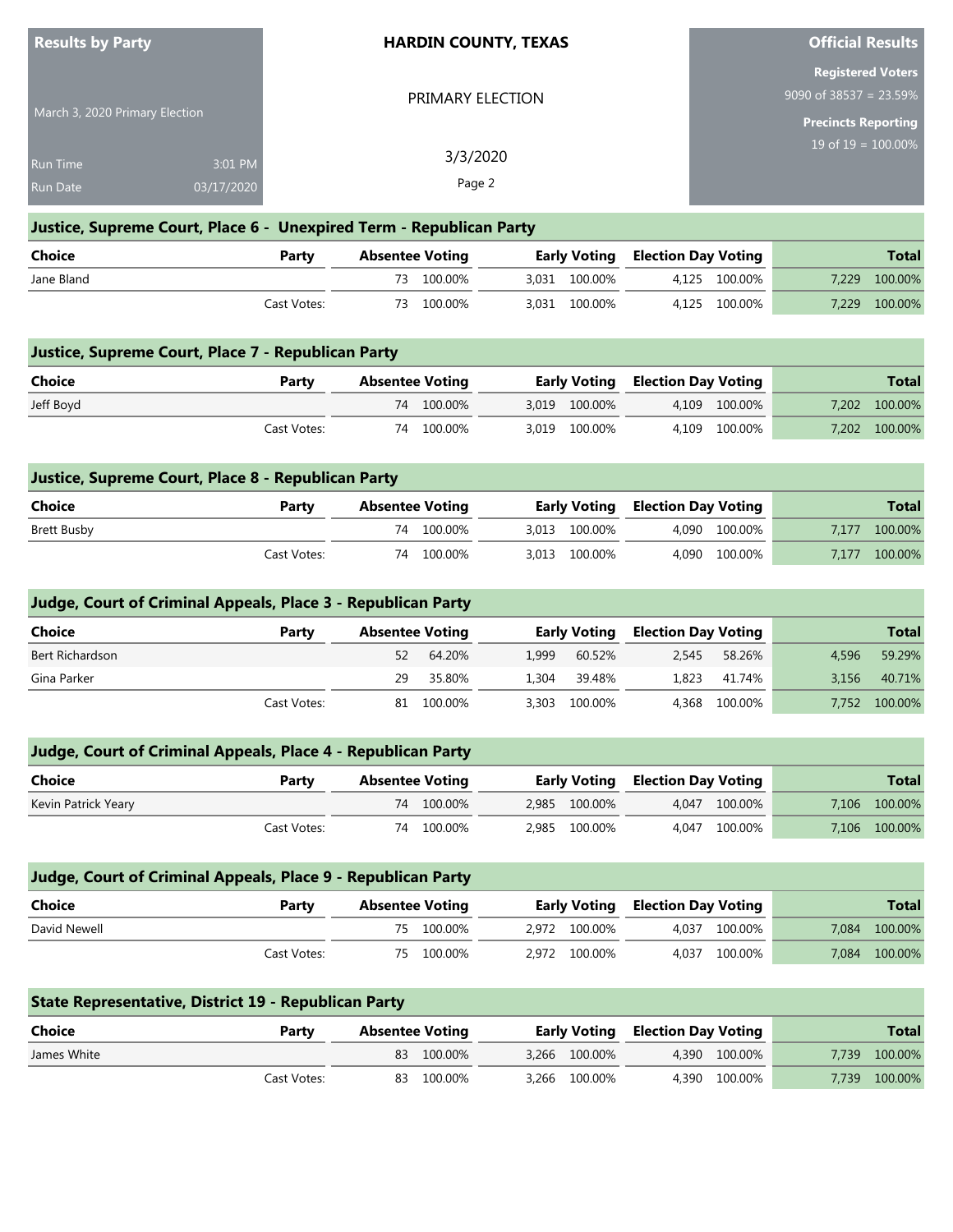**Results by Party**

March 3, 2020 Primary Election

Run Time 3:01 PM
Run Date 03/17/2020

**HARDIN COUNTY, TEXAS**

PRIMARY ELECTION

3/3/2020

**Official Results**

**Registered Voters**
9090 of 38537 = 23.59%

**Precincts Reporting**
19 of 19 = 100.00%

## Justice, Supreme Court, Place 6 - Unexpired Term - Republican Party

| Choice | Party | Absentee Voting | | Early Voting | | Election Day Voting | | Total | |
|---|---|---|---|---|---|---|---|---|---|
| Jane Bland | | 73 | 100.00% | 3,031 | 100.00% | 4,125 | 100.00% | 7,229 | 100.00% |
| | Cast Votes: | 73 | 100.00% | 3,031 | 100.00% | 4,125 | 100.00% | 7,229 | 100.00% |

## Justice, Supreme Court, Place 7 - Republican Party

| Choice | Party | Absentee Voting | | Early Voting | | Election Day Voting | | Total | |
|---|---|---|---|---|---|---|---|---|---|
| Jeff Boyd | | 74 | 100.00% | 3,019 | 100.00% | 4,109 | 100.00% | 7,202 | 100.00% |
| | Cast Votes: | 74 | 100.00% | 3,019 | 100.00% | 4,109 | 100.00% | 7,202 | 100.00% |

## Justice, Supreme Court, Place 8 - Republican Party

| Choice | Party | Absentee Voting | | Early Voting | | Election Day Voting | | Total | |
|---|---|---|---|---|---|---|---|---|---|
| Brett Busby | | 74 | 100.00% | 3,013 | 100.00% | 4,090 | 100.00% | 7,177 | 100.00% |
| | Cast Votes: | 74 | 100.00% | 3,013 | 100.00% | 4,090 | 100.00% | 7,177 | 100.00% |

## Judge, Court of Criminal Appeals, Place 3 - Republican Party

| Choice | Party | Absentee Voting | | Early Voting | | Election Day Voting | | Total | |
|---|---|---|---|---|---|---|---|---|---|
| Bert Richardson | | 52 | 64.20% | 1,999 | 60.52% | 2,545 | 58.26% | 4,596 | 59.29% |
| Gina Parker | | 29 | 35.80% | 1,304 | 39.48% | 1,823 | 41.74% | 3,156 | 40.71% |
| | Cast Votes: | 81 | 100.00% | 3,303 | 100.00% | 4,368 | 100.00% | 7,752 | 100.00% |

## Judge, Court of Criminal Appeals, Place 4 - Republican Party

| Choice | Party | Absentee Voting | | Early Voting | | Election Day Voting | | Total | |
|---|---|---|---|---|---|---|---|---|---|
| Kevin Patrick Yeary | | 74 | 100.00% | 2,985 | 100.00% | 4,047 | 100.00% | 7,106 | 100.00% |
| | Cast Votes: | 74 | 100.00% | 2,985 | 100.00% | 4,047 | 100.00% | 7,106 | 100.00% |

## Judge, Court of Criminal Appeals, Place 9 - Republican Party

| Choice | Party | Absentee Voting | | Early Voting | | Election Day Voting | | Total | |
|---|---|---|---|---|---|---|---|---|---|
| David Newell | | 75 | 100.00% | 2,972 | 100.00% | 4,037 | 100.00% | 7,084 | 100.00% |
| | Cast Votes: | 75 | 100.00% | 2,972 | 100.00% | 4,037 | 100.00% | 7,084 | 100.00% |

## State Representative, District 19 - Republican Party

| Choice | Party | Absentee Voting | | Early Voting | | Election Day Voting | | Total | |
|---|---|---|---|---|---|---|---|---|---|
| James White | | 83 | 100.00% | 3,266 | 100.00% | 4,390 | 100.00% | 7,739 | 100.00% |
| | Cast Votes: | 83 | 100.00% | 3,266 | 100.00% | 4,390 | 100.00% | 7,739 | 100.00% |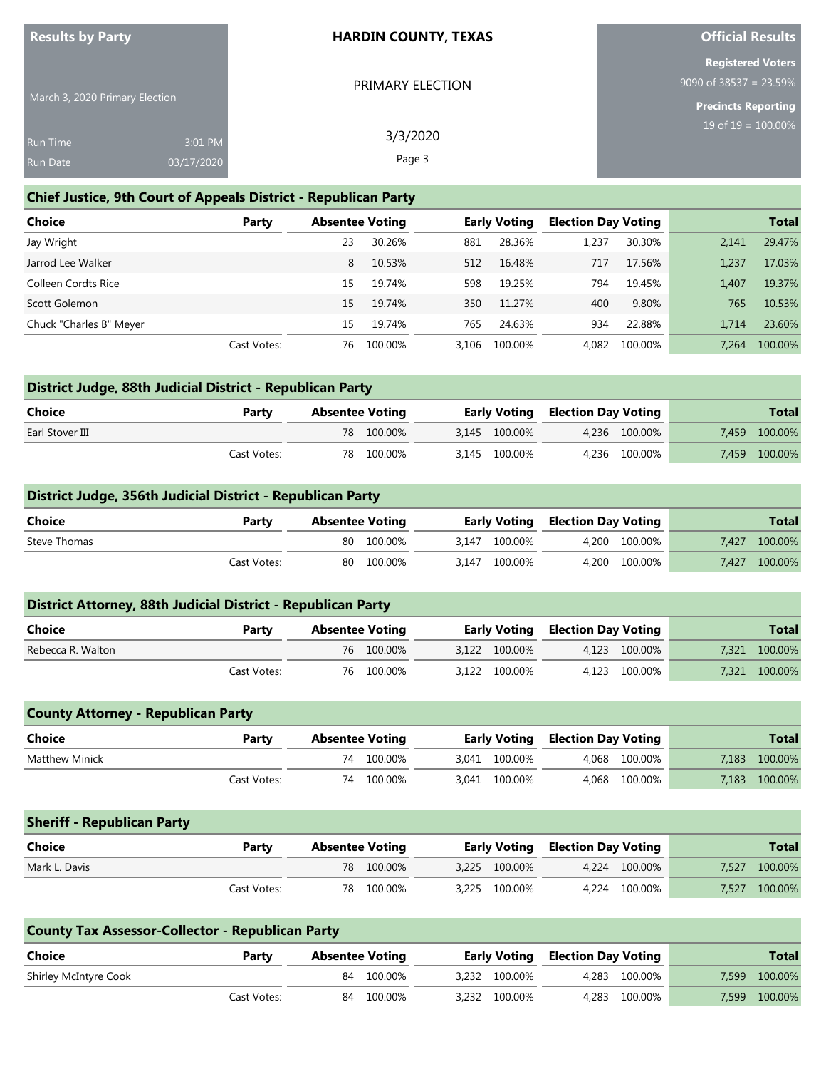**Results by Party**

March 3, 2020 Primary Election

Run Time 3:01 PM
Run Date 03/17/2020

**HARDIN COUNTY, TEXAS**

PRIMARY ELECTION

3/3/2020

**Official Results**

**Registered Voters**
9090 of 38537 = 23.59%

**Precincts Reporting**
19 of 19 = 100.00%

## Chief Justice, 9th Court of Appeals District - Republican Party

| Choice | Party | Absentee Voting | | Early Voting | | Election Day Voting | | Total | |
|---|---|---|---|---|---|---|---|---|---|
| Jay Wright | | 23 | 30.26% | 881 | 28.36% | 1,237 | 30.30% | 2,141 | 29.47% |
| Jarrod Lee Walker | | 8 | 10.53% | 512 | 16.48% | 717 | 17.56% | 1,237 | 17.03% |
| Colleen Cordts Rice | | 15 | 19.74% | 598 | 19.25% | 794 | 19.45% | 1,407 | 19.37% |
| Scott Golemon | | 15 | 19.74% | 350 | 11.27% | 400 | 9.80% | 765 | 10.53% |
| Chuck "Charles B" Meyer | | 15 | 19.74% | 765 | 24.63% | 934 | 22.88% | 1,714 | 23.60% |
| | Cast Votes: | 76 | 100.00% | 3,106 | 100.00% | 4,082 | 100.00% | 7,264 | 100.00% |

## District Judge, 88th Judicial District - Republican Party

| Choice | Party | Absentee Voting | | Early Voting | | Election Day Voting | | Total | |
|---|---|---|---|---|---|---|---|---|---|
| Earl Stover III | | 78 | 100.00% | 3,145 | 100.00% | 4,236 | 100.00% | 7,459 | 100.00% |
| | Cast Votes: | 78 | 100.00% | 3,145 | 100.00% | 4,236 | 100.00% | 7,459 | 100.00% |

## District Judge, 356th Judicial District - Republican Party

| Choice | Party | Absentee Voting | | Early Voting | | Election Day Voting | | Total | |
|---|---|---|---|---|---|---|---|---|---|
| Steve Thomas | | 80 | 100.00% | 3,147 | 100.00% | 4,200 | 100.00% | 7,427 | 100.00% |
| | Cast Votes: | 80 | 100.00% | 3,147 | 100.00% | 4,200 | 100.00% | 7,427 | 100.00% |

## District Attorney, 88th Judicial District - Republican Party

| Choice | Party | Absentee Voting | | Early Voting | | Election Day Voting | | Total | |
|---|---|---|---|---|---|---|---|---|---|
| Rebecca R. Walton | | 76 | 100.00% | 3,122 | 100.00% | 4,123 | 100.00% | 7,321 | 100.00% |
| | Cast Votes: | 76 | 100.00% | 3,122 | 100.00% | 4,123 | 100.00% | 7,321 | 100.00% |

## County Attorney - Republican Party

| Choice | Party | Absentee Voting | | Early Voting | | Election Day Voting | | Total | |
|---|---|---|---|---|---|---|---|---|---|
| Matthew Minick | | 74 | 100.00% | 3,041 | 100.00% | 4,068 | 100.00% | 7,183 | 100.00% |
| | Cast Votes: | 74 | 100.00% | 3,041 | 100.00% | 4,068 | 100.00% | 7,183 | 100.00% |

## Sheriff - Republican Party

| Choice | Party | Absentee Voting | | Early Voting | | Election Day Voting | | Total | |
|---|---|---|---|---|---|---|---|---|---|
| Mark L. Davis | | 78 | 100.00% | 3,225 | 100.00% | 4,224 | 100.00% | 7,527 | 100.00% |
| | Cast Votes: | 78 | 100.00% | 3,225 | 100.00% | 4,224 | 100.00% | 7,527 | 100.00% |

## County Tax Assessor-Collector - Republican Party

| Choice | Party | Absentee Voting | | Early Voting | | Election Day Voting | | Total | |
|---|---|---|---|---|---|---|---|---|---|
| Shirley McIntyre Cook | | 84 | 100.00% | 3,232 | 100.00% | 4,283 | 100.00% | 7,599 | 100.00% |
| | Cast Votes: | 84 | 100.00% | 3,232 | 100.00% | 4,283 | 100.00% | 7,599 | 100.00% |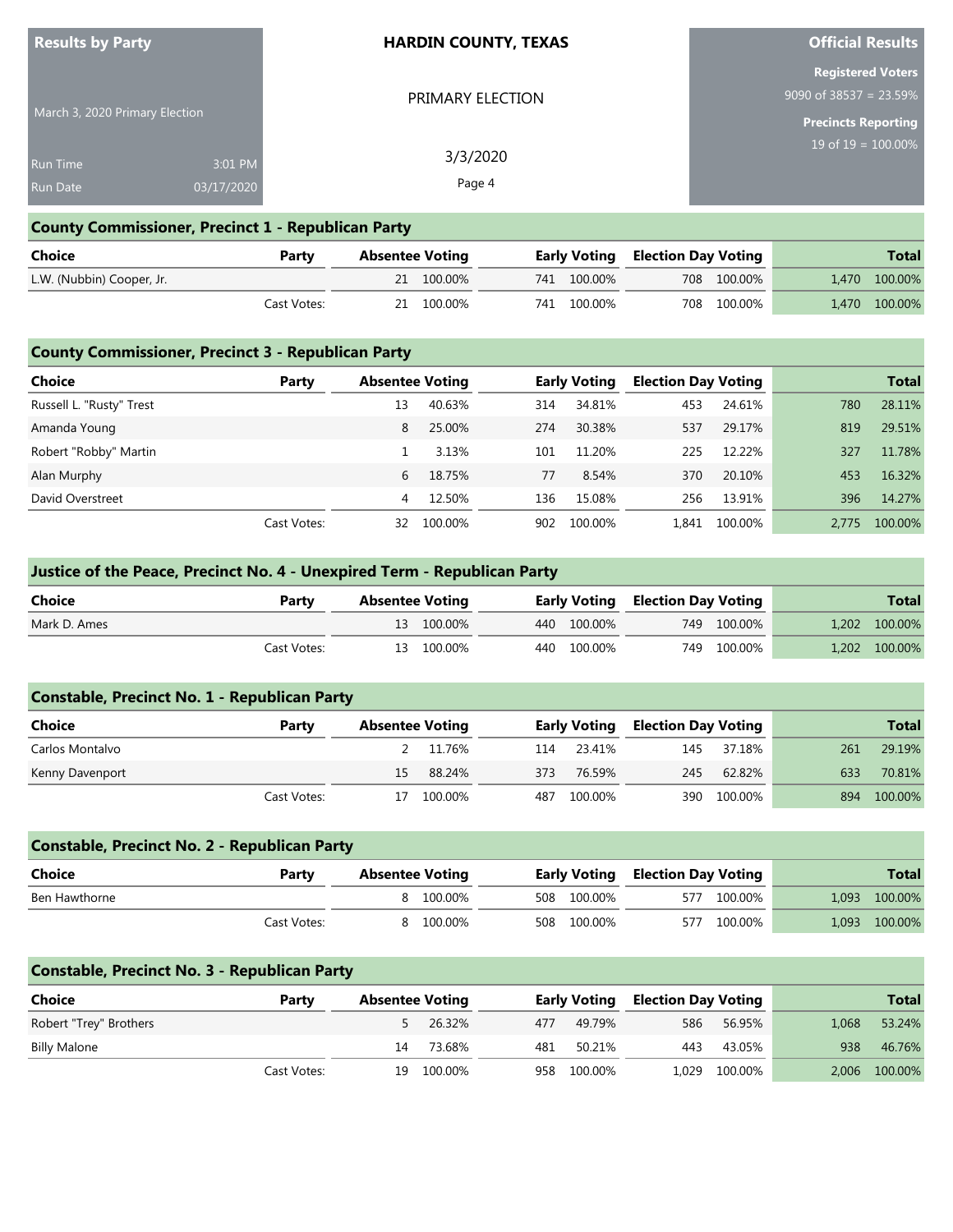**Results by Party**

March 3, 2020 Primary Election

Run Time 3:01 PM
Run Date 03/17/2020

**HARDIN COUNTY, TEXAS**

PRIMARY ELECTION

3/3/2020

**Official Results**

**Registered Voters**
9090 of 38537 = 23.59%

**Precincts Reporting**
19 of 19 = 100.00%

## County Commissioner, Precinct 1 - Republican Party

| Choice | Party | Absentee Voting | | Early Voting | | Election Day Voting | | Total | |
|---|---|---|---|---|---|---|---|---|---|
| L.W. (Nubbin) Cooper, Jr. | | 21 | 100.00% | 741 | 100.00% | 708 | 100.00% | 1,470 | 100.00% |
| | Cast Votes: | 21 | 100.00% | 741 | 100.00% | 708 | 100.00% | 1,470 | 100.00% |

## County Commissioner, Precinct 3 - Republican Party

| Choice | Party | Absentee Voting | | Early Voting | | Election Day Voting | | Total | |
|---|---|---|---|---|---|---|---|---|---|
| Russell L. "Rusty" Trest | | 13 | 40.63% | 314 | 34.81% | 453 | 24.61% | 780 | 28.11% |
| Amanda Young | | 8 | 25.00% | 274 | 30.38% | 537 | 29.17% | 819 | 29.51% |
| Robert "Robby" Martin | | 1 | 3.13% | 101 | 11.20% | 225 | 12.22% | 327 | 11.78% |
| Alan Murphy | | 6 | 18.75% | 77 | 8.54% | 370 | 20.10% | 453 | 16.32% |
| David Overstreet | | 4 | 12.50% | 136 | 15.08% | 256 | 13.91% | 396 | 14.27% |
| | Cast Votes: | 32 | 100.00% | 902 | 100.00% | 1,841 | 100.00% | 2,775 | 100.00% |

## Justice of the Peace, Precinct No. 4 - Unexpired Term - Republican Party

| Choice | Party | Absentee Voting | | Early Voting | | Election Day Voting | | Total | |
|---|---|---|---|---|---|---|---|---|---|
| Mark D. Ames | | 13 | 100.00% | 440 | 100.00% | 749 | 100.00% | 1,202 | 100.00% |
| | Cast Votes: | 13 | 100.00% | 440 | 100.00% | 749 | 100.00% | 1,202 | 100.00% |

## Constable, Precinct No. 1 - Republican Party

| Choice | Party | Absentee Voting | | Early Voting | | Election Day Voting | | Total | |
|---|---|---|---|---|---|---|---|---|---|
| Carlos Montalvo | | 2 | 11.76% | 114 | 23.41% | 145 | 37.18% | 261 | 29.19% |
| Kenny Davenport | | 15 | 88.24% | 373 | 76.59% | 245 | 62.82% | 633 | 70.81% |
| | Cast Votes: | 17 | 100.00% | 487 | 100.00% | 390 | 100.00% | 894 | 100.00% |

## Constable, Precinct No. 2 - Republican Party

| Choice | Party | Absentee Voting | | Early Voting | | Election Day Voting | | Total | |
|---|---|---|---|---|---|---|---|---|---|
| Ben Hawthorne | | 8 | 100.00% | 508 | 100.00% | 577 | 100.00% | 1,093 | 100.00% |
| | Cast Votes: | 8 | 100.00% | 508 | 100.00% | 577 | 100.00% | 1,093 | 100.00% |

## Constable, Precinct No. 3 - Republican Party

| Choice | Party | Absentee Voting | | Early Voting | | Election Day Voting | | Total | |
|---|---|---|---|---|---|---|---|---|---|
| Robert "Trey" Brothers | | 5 | 26.32% | 477 | 49.79% | 586 | 56.95% | 1,068 | 53.24% |
| Billy Malone | | 14 | 73.68% | 481 | 50.21% | 443 | 43.05% | 938 | 46.76% |
| | Cast Votes: | 19 | 100.00% | 958 | 100.00% | 1,029 | 100.00% | 2,006 | 100.00% |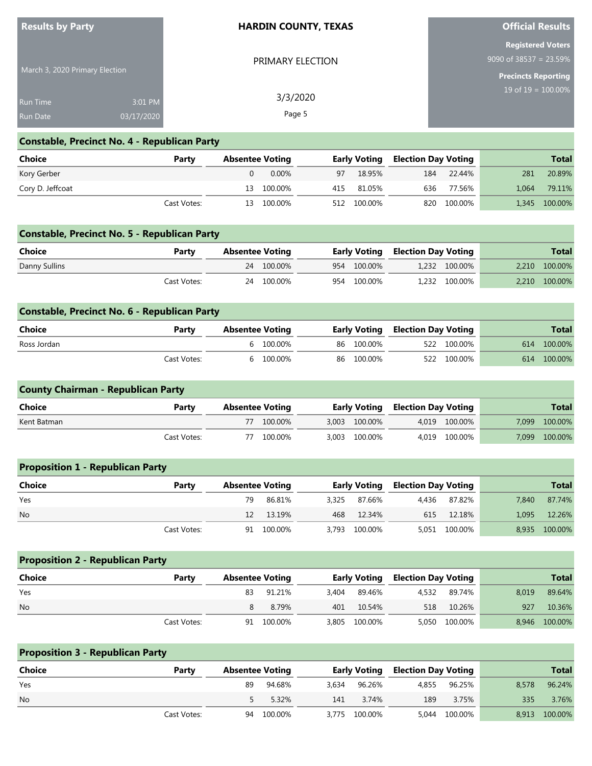**Results by Party**

March 3, 2020 Primary Election

Run Time 3:01 PM
Run Date 03/17/2020

**HARDIN COUNTY, TEXAS**

PRIMARY ELECTION

3/3/2020

**Official Results**

**Registered Voters**
9090 of 38537 = 23.59%

**Precincts Reporting**
19 of 19 = 100.00%

## Constable, Precinct No. 4 - Republican Party

| Choice | Party | Absentee Voting | | Early Voting | | Election Day Voting | | Total | |
|---|---|---|---|---|---|---|---|---|---|
| Kory Gerber | | 0 | 0.00% | 97 | 18.95% | 184 | 22.44% | 281 | 20.89% |
| Cory D. Jeffcoat | | 13 | 100.00% | 415 | 81.05% | 636 | 77.56% | 1,064 | 79.11% |
| | Cast Votes: | 13 | 100.00% | 512 | 100.00% | 820 | 100.00% | 1,345 | 100.00% |

## Constable, Precinct No. 5 - Republican Party

| Choice | Party | Absentee Voting | | Early Voting | | Election Day Voting | | Total | |
|---|---|---|---|---|---|---|---|---|---|
| Danny Sullins | | 24 | 100.00% | 954 | 100.00% | 1,232 | 100.00% | 2,210 | 100.00% |
| | Cast Votes: | 24 | 100.00% | 954 | 100.00% | 1,232 | 100.00% | 2,210 | 100.00% |

## Constable, Precinct No. 6 - Republican Party

| Choice | Party | Absentee Voting | | Early Voting | | Election Day Voting | | Total | |
|---|---|---|---|---|---|---|---|---|---|
| Ross Jordan | | 6 | 100.00% | 86 | 100.00% | 522 | 100.00% | 614 | 100.00% |
| | Cast Votes: | 6 | 100.00% | 86 | 100.00% | 522 | 100.00% | 614 | 100.00% |

## County Chairman - Republican Party

| Choice | Party | Absentee Voting | | Early Voting | | Election Day Voting | | Total | |
|---|---|---|---|---|---|---|---|---|---|
| Kent Batman | | 77 | 100.00% | 3,003 | 100.00% | 4,019 | 100.00% | 7,099 | 100.00% |
| | Cast Votes: | 77 | 100.00% | 3,003 | 100.00% | 4,019 | 100.00% | 7,099 | 100.00% |

## Proposition 1 - Republican Party

| Choice | Party | Absentee Voting | | Early Voting | | Election Day Voting | | Total | |
|---|---|---|---|---|---|---|---|---|---|
| Yes | | 79 | 86.81% | 3,325 | 87.66% | 4,436 | 87.82% | 7,840 | 87.74% |
| No | | 12 | 13.19% | 468 | 12.34% | 615 | 12.18% | 1,095 | 12.26% |
| | Cast Votes: | 91 | 100.00% | 3,793 | 100.00% | 5,051 | 100.00% | 8,935 | 100.00% |

## Proposition 2 - Republican Party

| Choice | Party | Absentee Voting | | Early Voting | | Election Day Voting | | Total | |
|---|---|---|---|---|---|---|---|---|---|
| Yes | | 83 | 91.21% | 3,404 | 89.46% | 4,532 | 89.74% | 8,019 | 89.64% |
| No | | 8 | 8.79% | 401 | 10.54% | 518 | 10.26% | 927 | 10.36% |
| | Cast Votes: | 91 | 100.00% | 3,805 | 100.00% | 5,050 | 100.00% | 8,946 | 100.00% |

## Proposition 3 - Republican Party

| Choice | Party | Absentee Voting | | Early Voting | | Election Day Voting | | Total | |
|---|---|---|---|---|---|---|---|---|---|
| Yes | | 89 | 94.68% | 3,634 | 96.26% | 4,855 | 96.25% | 8,578 | 96.24% |
| No | | 5 | 5.32% | 141 | 3.74% | 189 | 3.75% | 335 | 3.76% |
| | Cast Votes: | 94 | 100.00% | 3,775 | 100.00% | 5,044 | 100.00% | 8,913 | 100.00% |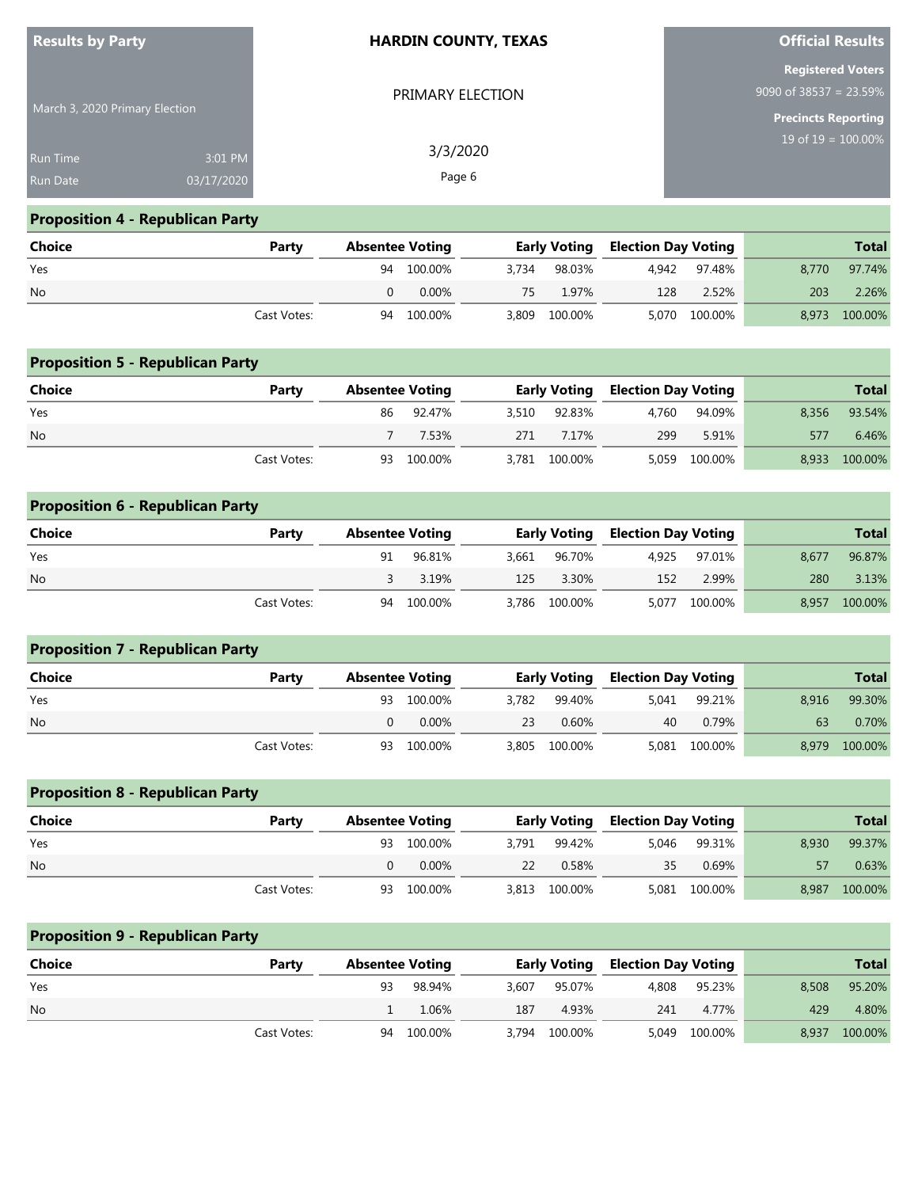**Results by Party**

March 3, 2020 Primary Election

Run Time 3:01 PM
Run Date 03/17/2020

**HARDIN COUNTY, TEXAS**

PRIMARY ELECTION

3/3/2020

**Official Results**

**Registered Voters**
9090 of 38537 = 23.59%

**Precincts Reporting**
19 of 19 = 100.00%

## Proposition 4 - Republican Party

| Choice | Party | Absentee Voting | | Early Voting | | Election Day Voting | | Total | |
|---|---|---|---|---|---|---|---|---|---|
| Yes | | 94 | 100.00% | 3,734 | 98.03% | 4,942 | 97.48% | 8,770 | 97.74% |
| No | | 0 | 0.00% | 75 | 1.97% | 128 | 2.52% | 203 | 2.26% |
| | Cast Votes: | 94 | 100.00% | 3,809 | 100.00% | 5,070 | 100.00% | 8,973 | 100.00% |

## Proposition 5 - Republican Party

| Choice | Party | Absentee Voting | | Early Voting | | Election Day Voting | | Total | |
|---|---|---|---|---|---|---|---|---|---|
| Yes | | 86 | 92.47% | 3,510 | 92.83% | 4,760 | 94.09% | 8,356 | 93.54% |
| No | | 7 | 7.53% | 271 | 7.17% | 299 | 5.91% | 577 | 6.46% |
| | Cast Votes: | 93 | 100.00% | 3,781 | 100.00% | 5,059 | 100.00% | 8,933 | 100.00% |

## Proposition 6 - Republican Party

| Choice | Party | Absentee Voting | | Early Voting | | Election Day Voting | | Total | |
|---|---|---|---|---|---|---|---|---|---|
| Yes | | 91 | 96.81% | 3,661 | 96.70% | 4,925 | 97.01% | 8,677 | 96.87% |
| No | | 3 | 3.19% | 125 | 3.30% | 152 | 2.99% | 280 | 3.13% |
| | Cast Votes: | 94 | 100.00% | 3,786 | 100.00% | 5,077 | 100.00% | 8,957 | 100.00% |

## Proposition 7 - Republican Party

| Choice | Party | Absentee Voting | | Early Voting | | Election Day Voting | | Total | |
|---|---|---|---|---|---|---|---|---|---|
| Yes | | 93 | 100.00% | 3,782 | 99.40% | 5,041 | 99.21% | 8,916 | 99.30% |
| No | | 0 | 0.00% | 23 | 0.60% | 40 | 0.79% | 63 | 0.70% |
| | Cast Votes: | 93 | 100.00% | 3,805 | 100.00% | 5,081 | 100.00% | 8,979 | 100.00% |

## Proposition 8 - Republican Party

| Choice | Party | Absentee Voting | | Early Voting | | Election Day Voting | | Total | |
|---|---|---|---|---|---|---|---|---|---|
| Yes | | 93 | 100.00% | 3,791 | 99.42% | 5,046 | 99.31% | 8,930 | 99.37% |
| No | | 0 | 0.00% | 22 | 0.58% | 35 | 0.69% | 57 | 0.63% |
| | Cast Votes: | 93 | 100.00% | 3,813 | 100.00% | 5,081 | 100.00% | 8,987 | 100.00% |

## Proposition 9 - Republican Party

| Choice | Party | Absentee Voting | | Early Voting | | Election Day Voting | | Total | |
|---|---|---|---|---|---|---|---|---|---|
| Yes | | 93 | 98.94% | 3,607 | 95.07% | 4,808 | 95.23% | 8,508 | 95.20% |
| No | | 1 | 1.06% | 187 | 4.93% | 241 | 4.77% | 429 | 4.80% |
| | Cast Votes: | 94 | 100.00% | 3,794 | 100.00% | 5,049 | 100.00% | 8,937 | 100.00% |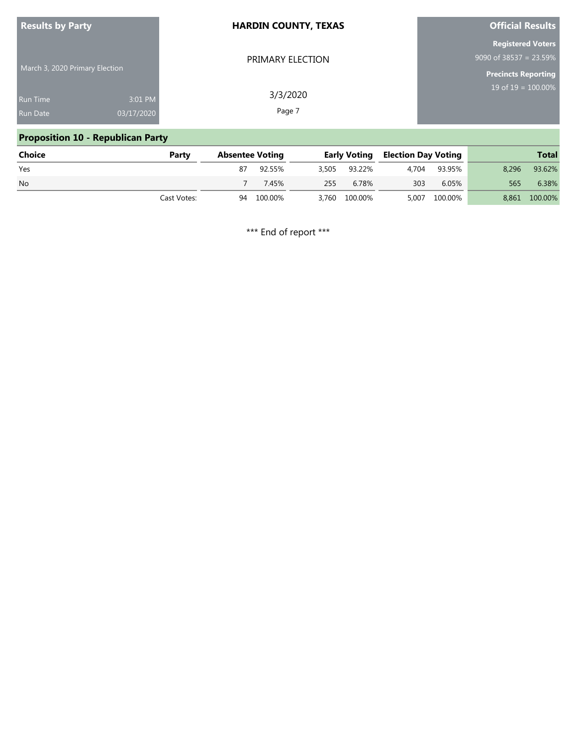**Results by Party**

March 3, 2020 Primary Election

Run Time 3:01 PM
Run Date 03/17/2020

**HARDIN COUNTY, TEXAS**

PRIMARY ELECTION

3/3/2020

**Official Results**

**Registered Voters**
9090 of 38537 = 23.59%

**Precincts Reporting**
19 of 19 = 100.00%

## Proposition 10 - Republican Party

| Choice | Party | Absentee Voting | | Early Voting | | Election Day Voting | | Total | |
|---|---|---|---|---|---|---|---|---|---|
| Yes | | 87 | 92.55% | 3,505 | 93.22% | 4,704 | 93.95% | 8,296 | 93.62% |
| No | | 7 | 7.45% | 255 | 6.78% | 303 | 6.05% | 565 | 6.38% |
| | Cast Votes: | 94 | 100.00% | 3,760 | 100.00% | 5,007 | 100.00% | 8,861 | 100.00% |

*** End of report ***